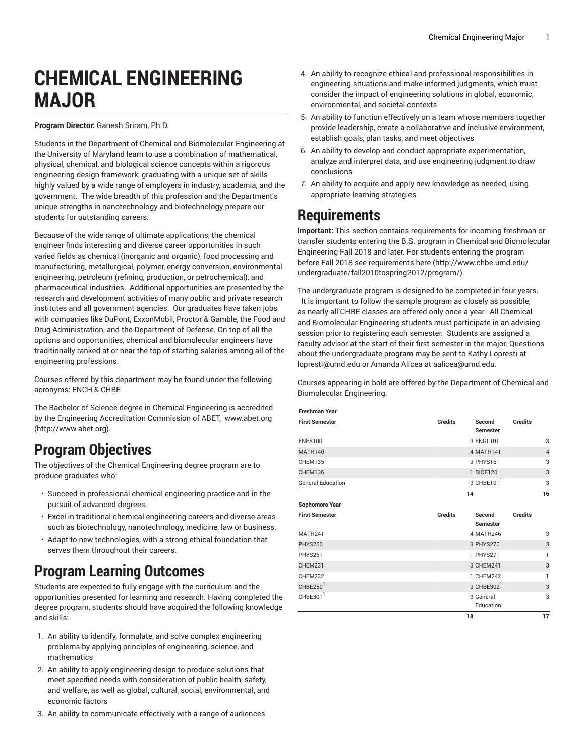# CHEMICAL ENGINEERING MAJOR

**Program Director:** Ganesh Sriram, Ph.D.

Students in the Department of Chemical and Biomolecular Engineering at the University of Maryland learn to use a combination of mathematical, physical, chemical, and biological science concepts within a rigorous engineering design framework, graduating with a unique set of skills highly valued by a wide range of employers in industry, academia, and the government. The wide breadth of this profession and the Department's unique strengths in nanotechnology and biotechnology prepare our students for outstanding careers.

Because of the wide range of ultimate applications, the chemical engineer finds interesting and diverse career opportunities in such varied fields as chemical (inorganic and organic), food processing and manufacturing, metallurgical, polymer, energy conversion, environmental engineering, petroleum (refining, production, or petrochemical), and pharmaceutical industries. Additional opportunities are presented by the research and development activities of many public and private research institutes and all government agencies. Our graduates have taken jobs with companies like DuPont, ExxonMobil, Proctor & Gamble, the Food and Drug Administration, and the Department of Defense. On top of all the options and opportunities, chemical and biomolecular engineers have traditionally ranked at or near the top of starting salaries among all of the engineering professions.

Courses offered by this department may be found under the following acronyms: ENCH & CHBE

The Bachelor of Science degree in Chemical Engineering is accredited by the Engineering Accreditation Commission of ABET, www.abet.org (http://www.abet.org).

## Program Objectives

The objectives of the Chemical Engineering degree program are to produce graduates who:

- Succeed in professional chemical engineering practice and in the pursuit of advanced degrees.
- Excel in traditional chemical engineering careers and diverse areas such as biotechnology, nanotechnology, medicine, law or business.
- Adapt to new technologies, with a strong ethical foundation that serves them throughout their careers.

## Program Learning Outcomes

Students are expected to fully engage with the curriculum and the opportunities presented for learning and research. Having completed the degree program, students should have acquired the following knowledge and skills:

1. An ability to identify, formulate, and solve complex engineering problems by applying principles of engineering, science, and mathematics
2. An ability to apply engineering design to produce solutions that meet specified needs with consideration of public health, safety, and welfare, as well as global, cultural, social, environmental, and economic factors
3. An ability to communicate effectively with a range of audiences
4. An ability to recognize ethical and professional responsibilities in engineering situations and make informed judgments, which must consider the impact of engineering solutions in global, economic, environmental, and societal contexts
5. An ability to function effectively on a team whose members together provide leadership, create a collaborative and inclusive environment, establish goals, plan tasks, and meet objectives
6. An ability to develop and conduct appropriate experimentation, analyze and interpret data, and use engineering judgment to draw conclusions
7. An ability to acquire and apply new knowledge as needed, using appropriate learning strategies

## Requirements

**Important:** This section contains requirements for incoming freshman or transfer students entering the B.S. program in Chemical and Biomolecular Engineering Fall 2018 and later. For students entering the program before Fall 2018 see requirements here (http://www.chbe.umd.edu/undergraduate/fall2010tospring2012/program/).

The undergraduate program is designed to be completed in four years. It is important to follow the sample program as closely as possible, as nearly all CHBE classes are offered only once a year. All Chemical and Biomolecular Engineering students must participate in an advising session prior to registering each semester. Students are assigned a faculty advisor at the start of their first semester in the major. Questions about the undergraduate program may be sent to Kathy Lopresti at lopresti@umd.edu or Amanda Alicea at aalicea@umd.edu.

Courses appearing in bold are offered by the Department of Chemical and Biomolecular Engineering.

| Freshman Year | | | |
|---|---|---|---|
| **First Semester** | **Credits** | **Second Semester** | **Credits** |
| ENES100 | 3 | ENGL101 | 3 |
| MATH140 | 4 | MATH141 | 4 |
| CHEM135 | 3 | PHYS161 | 3 |
| CHEM136 | 1 | BIOE120 | 3 |
| General Education | 3 | CHBE101[1] | 3 |
| | 14 | | 16 |
| **Sophomore Year** | | | |
| **First Semester** | **Credits** | **Second Semester** | **Credits** |
| MATH241 | 4 | MATH246 | 3 |
| PHYS260 | 3 | PHYS270 | 3 |
| PHYS261 | 1 | PHYS271 | 1 |
| CHEM231 | 3 | CHEM241 | 3 |
| CHEM232 | 1 | CHEM242 | 1 |
| CHBE250[1] | 3 | CHBE302[1] | 3 |
| CHBE301[1] | 3 | General Education | 3 |
| | 18 | | 17 |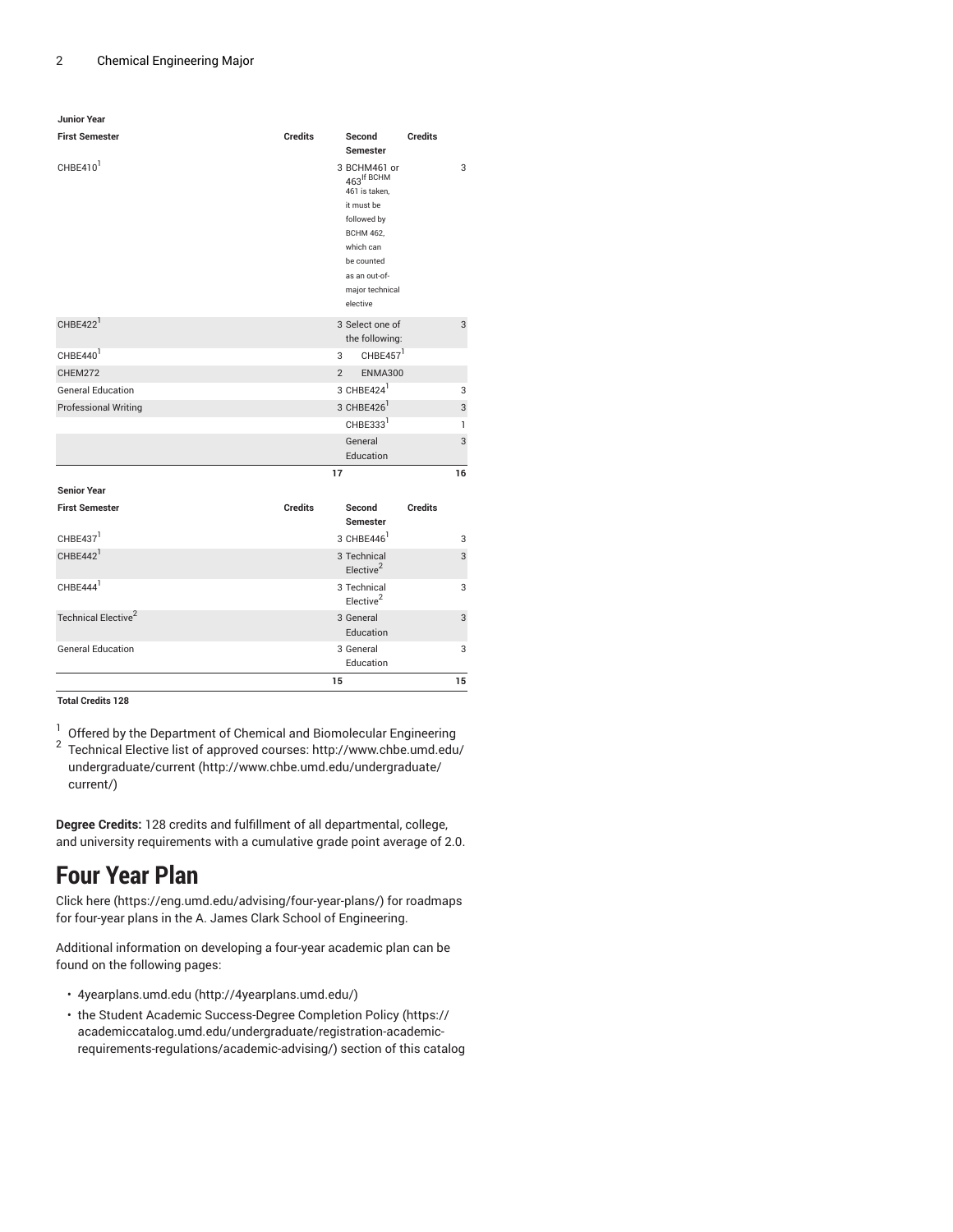**Junior Year**

| First Semester | Credits | Second Semester | Credits |
| --- | --- | --- | --- |
| CHBE410[1] | 3 | BCHM461 or 463If BCHM 461 is taken, it must be followed by BCHM 462, which can be counted as an out-of-major technical elective | 3 |
| CHBE422[1] | 3 | Select one of the following: | 3 |
| CHBE440[1] | 3 | CHBE457[1] | |
| CHEM272 | 2 | ENMA300 | |
| General Education | 3 | CHBE424[1] | 3 |
| Professional Writing | 3 | CHBE426[1] | 3 |
| | | CHBE333[1] | 1 |
| | | General Education | 3 |
| | 17 | | 16 |

**Senior Year**

| First Semester | Credits | Second Semester | Credits |
| --- | --- | --- | --- |
| CHBE437[1] | 3 | CHBE446[1] | 3 |
| CHBE442[1] | 3 | Technical Elective[2] | 3 |
| CHBE444[1] | 3 | Technical Elective[2] | 3 |
| Technical Elective[2] | 3 | General Education | 3 |
| General Education | 3 | General Education | 3 |
| | 15 | | 15 |

**Total Credits 128**

1. Offered by the Department of Chemical and Biomolecular Engineering
2. Technical Elective list of approved courses: http://www.chbe.umd.edu/undergraduate/current (http://www.chbe.umd.edu/undergraduate/current/)

**Degree Credits:** 128 credits and fulfillment of all departmental, college, and university requirements with a cumulative grade point average of 2.0.

# Four Year Plan

Click here (https://eng.umd.edu/advising/four-year-plans/) for roadmaps for four-year plans in the A. James Clark School of Engineering.

Additional information on developing a four-year academic plan can be found on the following pages:

- 4yearplans.umd.edu (http://4yearplans.umd.edu/)
- the Student Academic Success-Degree Completion Policy (https://academiccatalog.umd.edu/undergraduate/registration-academic-requirements-regulations/academic-advising/) section of this catalog